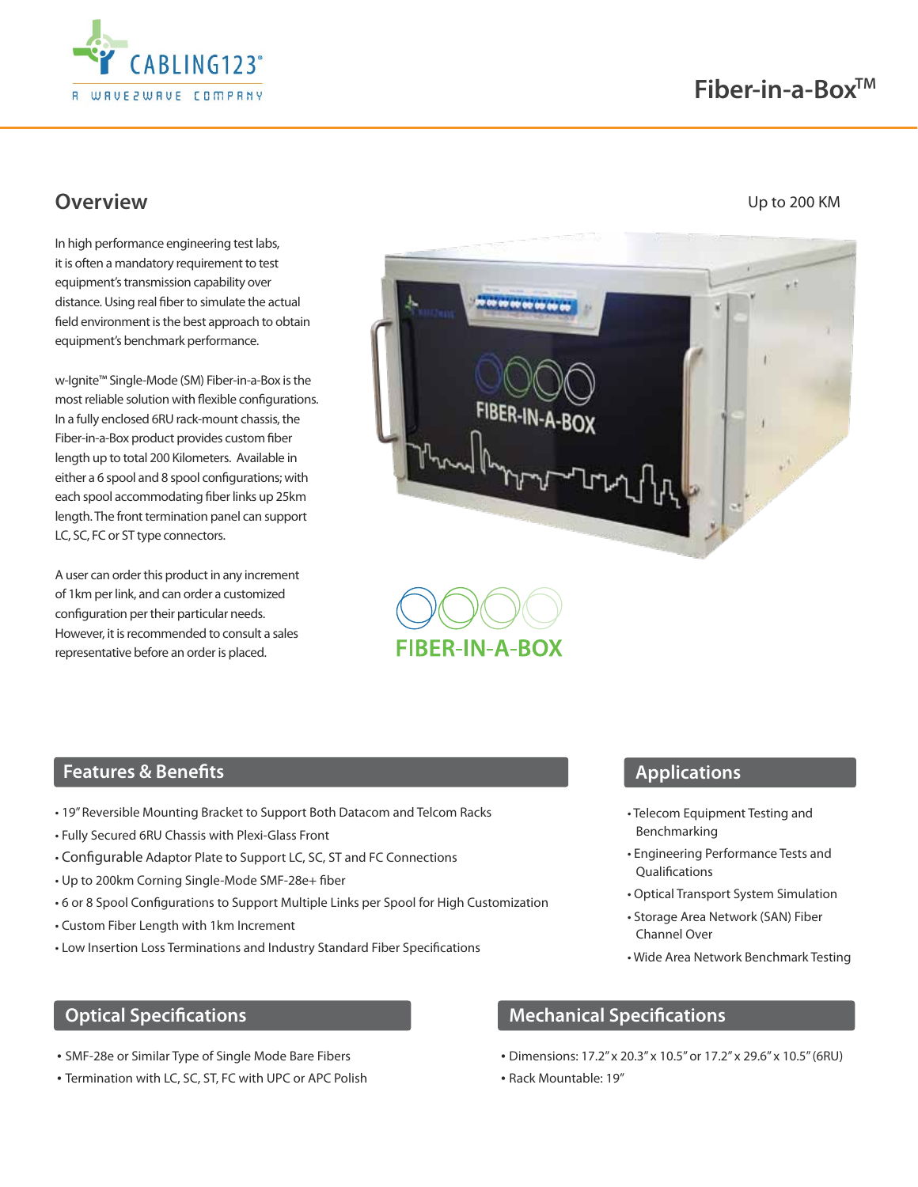# Fiber-in-a-Box™

## Overview

Up to 200 KM

In high performance engineering test labs, it is often a mandatory requirement to test equipment's transmission capability over distance. Using real fiber to simulate the actual field environment is the best approach to obtain equipment's benchmark performance.

w-Ignite™ Single-Mode (SM) Fiber-in-a-Box is the most reliable solution with flexible configurations. In a fully enclosed 6RU rack-mount chassis, the Fiber-in-a-Box product provides custom fiber length up to total 200 Kilometers. Available in either a 6 spool and 8 spool configurations; with each spool accommodating fiber links up 25km length. The front termination panel can support LC, SC, FC or ST type connectors.

A user can order this product in any increment of 1km per link, and can order a customized configuration per their particular needs. However, it is recommended to consult a sales representative before an order is placed.

## Features & Benefits

- 19" Reversible Mounting Bracket to Support Both Datacom and Telcom Racks
- Fully Secured 6RU Chassis with Plexi-Glass Front
- Configurable Adaptor Plate to Support LC, SC, ST and FC Connections
- Up to 200km Corning Single-Mode SMF-28e+ fiber
- 6 or 8 Spool Configurations to Support Multiple Links per Spool for High Customization
- Custom Fiber Length with 1km Increment
- Low Insertion Loss Terminations and Industry Standard Fiber Specifications

## Applications

- Telecom Equipment Testing and Benchmarking
- Engineering Performance Tests and Qualifications
- Optical Transport System Simulation
- Storage Area Network (SAN) Fiber Channel Over
- Wide Area Network Benchmark Testing

## Optical Specifications

- SMF-28e or Similar Type of Single Mode Bare Fibers
- Termination with LC, SC, ST, FC with UPC or APC Polish

## Mechanical Specifications

- Dimensions: 17.2" x 20.3" x 10.5" or 17.2" x 29.6" x 10.5" (6RU)
- Rack Mountable: 19"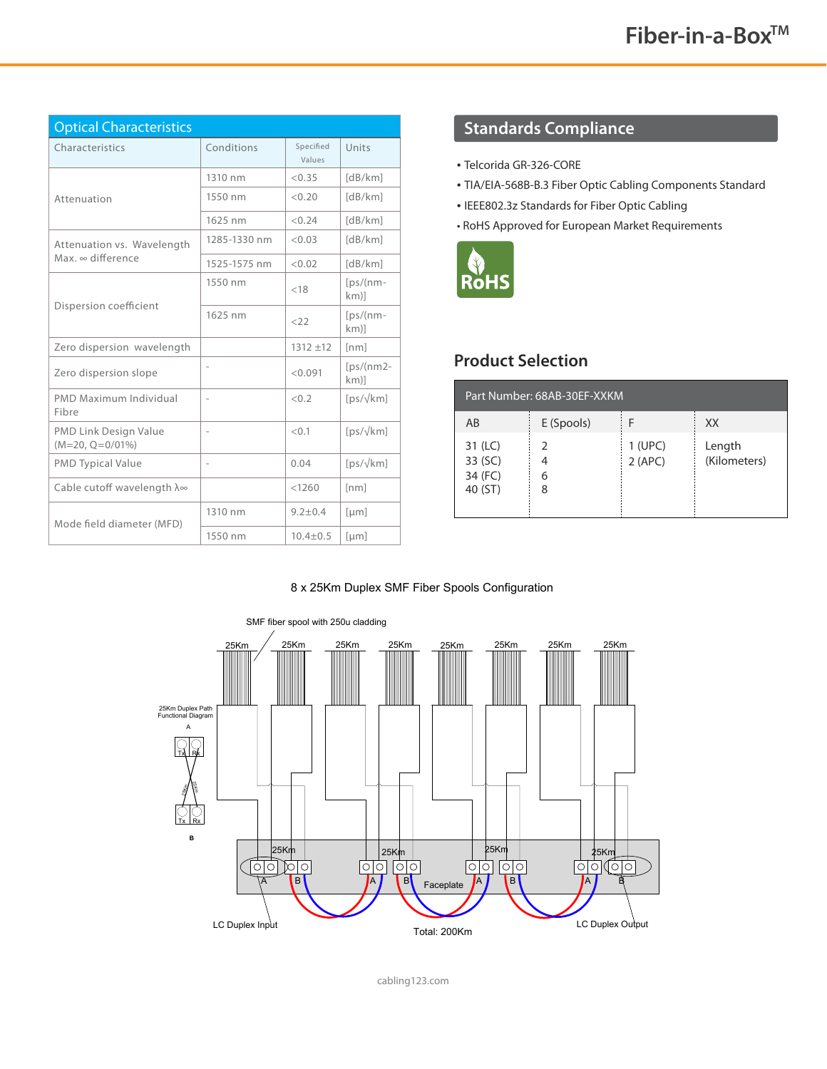## Optical Characteristics

| Characteristics | Conditions | Specified Values | Units |
|---|---|---|---|
| Attenuation | 1310 nm | <0.35 | [dB/km] |
| | 1550 nm | <0.20 | [dB/km] |
| | 1625 nm | <0.24 | [dB/km] |
| Attenuation vs. Wavelength Max. ∞ difference | 1285-1330 nm | <0.03 | [dB/km] |
| | 1525-1575 nm | <0.02 | [dB/km] |
| Dispersion coefficient | 1550 nm | <18 | [ps/(nm-km)] |
| | 1625 nm | <22 | [ps/(nm-km)] |
| Zero dispersion wavelength | | 1312 ±12 | [nm] |
| Zero dispersion slope | - | <0.091 | [ps/(nm2-km)] |
| PMD Maximum Individual Fibre | - | <0.2 | [ps/√km] |
| PMD Link Design Value (M=20, Q=0/01%) | - | <0.1 | [ps/√km] |
| PMD Typical Value | - | 0.04 | [ps/√km] |
| Cable cutoff wavelength λ∞ | | <1260 | [nm] |
| Mode field diameter (MFD) | 1310 nm | 9.2±0.4 | [μm] |
| | 1550 nm | 10.4±0.5 | [μm] |

## Standards Compliance

- Telcorida GR-326-CORE
- TIA/EIA-568B-B.3 Fiber Optic Cabling Components Standard
- IEEE802.3z Standards for Fiber Optic Cabling
- RoHS Approved for European Market Requirements

RoHS

## Product Selection

| Part Number: 68AB-30EF-XXKM | | | |
|---|---|---|---|
| AB | E (Spools) | F | XX |
| 31 (LC)<br>33 (SC)<br>34 (FC)<br>40 (ST) | 2<br>4<br>6<br>8 | 1 (UPC)<br>2 (APC) | Length (Kilometers) |

8 x 25Km Duplex SMF Fiber Spools Configuration

SMF fiber spool with 250u cladding

25Km 25Km 25Km 25Km 25Km 25Km 25Km 25Km

25Km Duplex Path Functional Diagram

A Tx Rx

B Tx Rx

25Km 25Km 25Km 25Km

A B A B A B A B

Faceplate

LC Duplex Input

Total: 200Km

LC Duplex Output